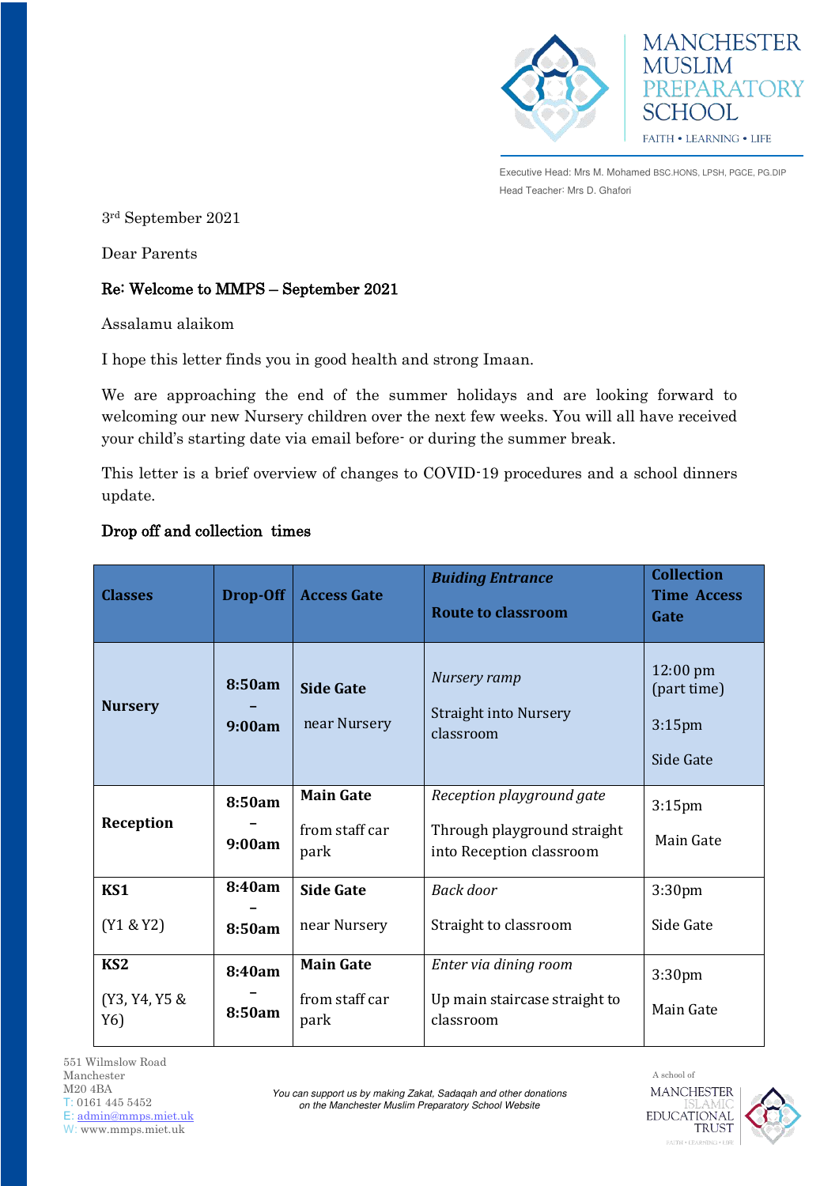MANCHESTER MUSLIM PREPARATORY SCHOOL

FAITH • LEARNING • LIFE

Executive Head: Mrs M. Mohamed BSC.HONS, LPSH, PGCE, PG.DIP

Head Teacher: Mrs D. Ghafori

3rd September 2021

Dear Parents

**Re: Welcome to MMPS – September 2021**

Assalamu alaikom

I hope this letter finds you in good health and strong Imaan.

We are approaching the end of the summer holidays and are looking forward to welcoming our new Nursery children over the next few weeks. You will all have received your child's starting date via email before- or during the summer break.

This letter is a brief overview of changes to COVID-19 procedures and a school dinners update.

## Drop off and collection times

| Classes | Drop-Off | Access Gate | *Buiding Entrance* Route to classroom | Collection Time Access Gate |
|---|---|---|---|---|
| **Nursery** | **8:50am – 9:00am** | **Side Gate** near Nursery | *Nursery ramp* Straight into Nursery classroom | 12:00 pm (part time) 3:15pm Side Gate |
| **Reception** | **8:50am – 9:00am** | **Main Gate** from staff car park | *Reception playground gate* Through playground straight into Reception classroom | 3:15pm Main Gate |
| **KS1** (Y1 & Y2) | **8:40am – 8:50am** | **Side Gate** near Nursery | *Back door* Straight to classroom | 3:30pm Side Gate |
| **KS2** (Y3, Y4, Y5 & Y6) | **8:40am – 8:50am** | **Main Gate** from staff car park | *Enter via dining room* Up main staircase straight to classroom | 3:30pm Main Gate |

551 Wilmslow Road
Manchester
M20 4BA
T: 0161 445 5452
E: admin@mmps.miet.uk
W: www.mmps.miet.uk

*You can support us by making Zakat, Sadaqah and other donations on the Manchester Muslim Preparatory School Website*

A school of MANCHESTER ISLAMIC EDUCATIONAL TRUST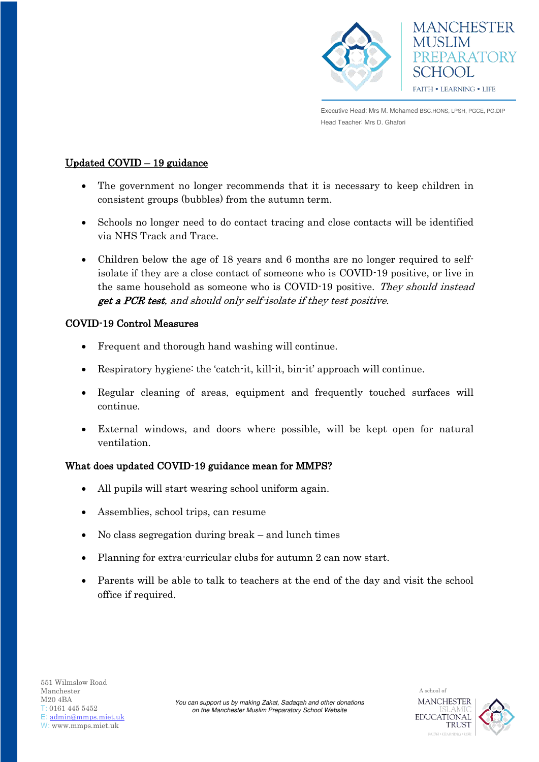## Updated COVID – 19 guidance

- The government no longer recommends that it is necessary to keep children in consistent groups (bubbles) from the autumn term.
- Schools no longer need to do contact tracing and close contacts will be identified via NHS Track and Trace.
- Children below the age of 18 years and 6 months are no longer required to self-isolate if they are a close contact of someone who is COVID-19 positive, or live in the same household as someone who is COVID-19 positive. *They should instead **get a PCR test**, and should only self-isolate if they test positive.*

### COVID-19 Control Measures

- Frequent and thorough hand washing will continue.
- Respiratory hygiene: the 'catch-it, kill-it, bin-it' approach will continue.
- Regular cleaning of areas, equipment and frequently touched surfaces will continue.
- External windows, and doors where possible, will be kept open for natural ventilation.

### What does updated COVID-19 guidance mean for MMPS?

- All pupils will start wearing school uniform again.
- Assemblies, school trips, can resume
- No class segregation during break – and lunch times
- Planning for extra-curricular clubs for autumn 2 can now start.
- Parents will be able to talk to teachers at the end of the day and visit the school office if required.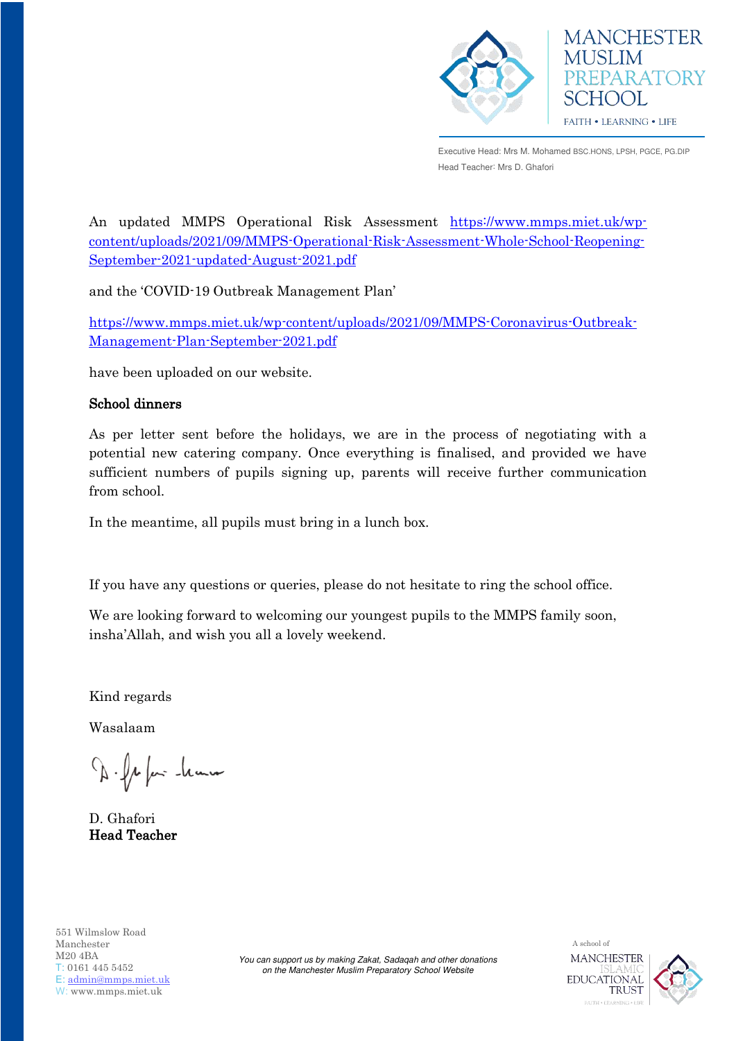An updated MMPS Operational Risk Assessment [https://www.mmps.miet.uk/wp-content/uploads/2021/09/MMPS-Operational-Risk-Assessment-Whole-School-Reopening-September-2021-updated-August-2021.pdf](https://www.mmps.miet.uk/wp-content/uploads/2021/09/MMPS-Operational-Risk-Assessment-Whole-School-Reopening-September-2021-updated-August-2021.pdf)

and the 'COVID-19 Outbreak Management Plan'

[https://www.mmps.miet.uk/wp-content/uploads/2021/09/MMPS-Coronavirus-Outbreak-Management-Plan-September-2021.pdf](https://www.mmps.miet.uk/wp-content/uploads/2021/09/MMPS-Coronavirus-Outbreak-Management-Plan-September-2021.pdf)

have been uploaded on our website.

**School dinners**

As per letter sent before the holidays, we are in the process of negotiating with a potential new catering company. Once everything is finalised, and provided we have sufficient numbers of pupils signing up, parents will receive further communication from school.

In the meantime, all pupils must bring in a lunch box.

If you have any questions or queries, please do not hesitate to ring the school office.

We are looking forward to welcoming our youngest pupils to the MMPS family soon, insha'Allah, and wish you all a lovely weekend.

Kind regards

Wasalaam

D. Ghafori
**Head Teacher**